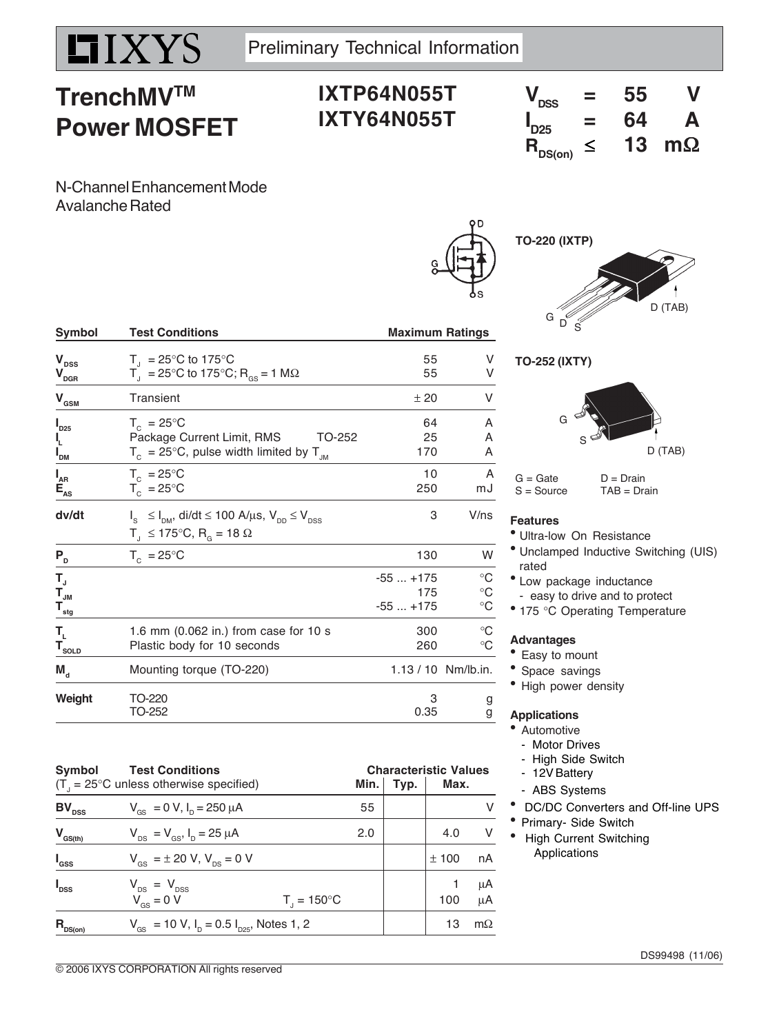Preliminary Technical Information

# TrenchMV™ Power MOSFET

## IXTP64N055T
## IXTY64N055T

$V_{DSS}$ = 55 V
$I_{D25}$ = 64 A
$R_{DS(on)}$ ≤ 13 mΩ

N-Channel Enhancement Mode
Avalanche Rated

| Symbol | Test Conditions | | Maximum Ratings | |
|---|---|---|---|---|
| $V_{DSS}$ | $T_J$ = 25°C to 175°C | | 55 | V |
| $V_{DGR}$ | $T_J$ = 25°C to 175°C; $R_{GS}$ = 1 MΩ | | 55 | V |
| $V_{GSM}$ | Transient | | ± 20 | V |
| $I_{D25}$ | $T_C$ = 25°C | | 64 | A |
| $I_L$ | Package Current Limit, RMS | TO-252 | 25 | A |
| $I_{DM}$ | $T_C$ = 25°C, pulse width limited by $T_{JM}$ | | 170 | A |
| $I_{AR}$ | $T_C$ = 25°C | | 10 | A |
| $E_{AS}$ | $T_C$ = 25°C | | 250 | mJ |
| dv/dt | $I_S$ ≤ $I_{DM}$, di/dt ≤ 100 A/μs, $V_{DD}$ ≤ $V_{DSS}$ $T_J$ ≤ 175°C, $R_G$ = 18 Ω | | 3 | V/ns |
| $P_D$ | $T_C$ = 25°C | | 130 | W |
| $T_J$ | | | -55 ... +175 | °C |
| $T_{JM}$ | | | 175 | °C |
| $T_{stg}$ | | | -55 ... +175 | °C |
| $T_L$ | 1.6 mm (0.062 in.) from case for 10 s | | 300 | °C |
| $T_{SOLD}$ | Plastic body for 10 seconds | | 260 | °C |
| $M_d$ | Mounting torque (TO-220) | | 1.13 / 10 | Nm/lb.in. |
| Weight | TO-220 | | 3 | g |
| | TO-252 | | 0.35 | g |

| Symbol | Test Conditions ($T_J$ = 25°C unless otherwise specified) | | Characteristic Values Min. | Typ. | Max. | |
|---|---|---|---|---|---|---|
| $BV_{DSS}$ | $V_{GS}$ = 0 V, $I_D$ = 250 μA | | 55 | | | V |
| $V_{GS(th)}$ | $V_{DS}$ = $V_{GS}$, $I_D$ = 25 μA | | 2.0 | | 4.0 | V |
| $I_{GSS}$ | $V_{GS}$ = ± 20 V, $V_{DS}$ = 0 V | | | | ± 100 | nA |
| $I_{DSS}$ | $V_{DS}$ = $V_{DSS}$ | | | | 1 | μA |
| | $V_{GS}$ = 0 V | $T_J$ = 150°C | | | 100 | μA |
| $R_{DS(on)}$ | $V_{GS}$ = 10 V, $I_D$ = 0.5 $I_{D25}$, Notes 1, 2 | | | | 13 | mΩ |

TO-220 (IXTP)

G D S D (TAB)

TO-252 (IXTY)

G S D (TAB)

G = Gate D = Drain
S = Source TAB = Drain

### Features
- Ultra-low On Resistance
- Unclamped Inductive Switching (UIS) rated
- Low package inductance
  - easy to drive and to protect
- 175 °C Operating Temperature

### Advantages
- Easy to mount
- Space savings
- High power density

### Applications
- Automotive
  - Motor Drives
  - High Side Switch
  - 12V Battery
  - ABS Systems
- DC/DC Converters and Off-line UPS
- Primary- Side Switch
- High Current Switching Applications

DS99498 (11/06)

© 2006 IXYS CORPORATION All rights reserved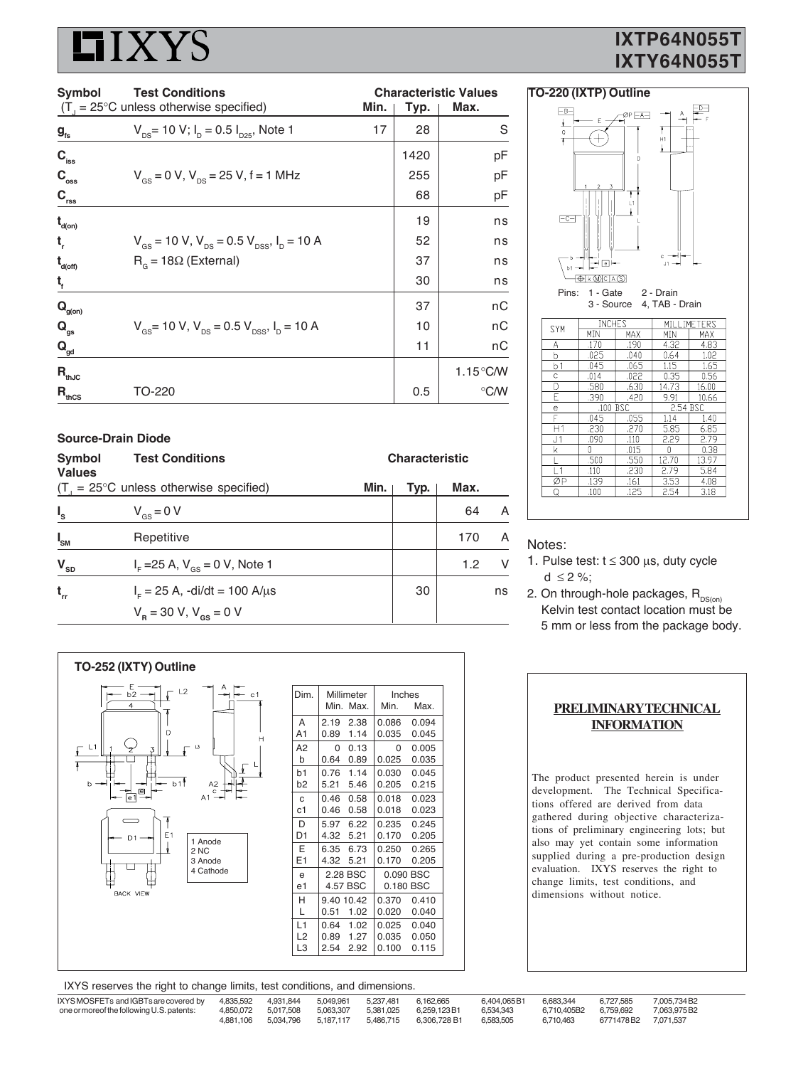# IXTP64N055T
# IXTY64N055T

| Symbol | Test Conditions ($T_J$ = 25°C unless otherwise specified) | Min. | Typ. | Max. | |
|---|---|---|---|---|---|
| $g_{fs}$ | $V_{DS}$= 10 V; $I_D$ = 0.5 $I_{D25}$, Note 1 | 17 | 28 | | S |
| $C_{iss}$ | | | 1420 | | pF |
| $C_{oss}$ | $V_{GS}$ = 0 V, $V_{DS}$ = 25 V, f = 1 MHz | | 255 | | pF |
| $C_{rss}$ | | | 68 | | pF |
| $t_{d(on)}$ | | | 19 | | ns |
| $t_r$ | $V_{GS}$ = 10 V, $V_{DS}$ = 0.5 $V_{DSS}$, $I_D$ = 10 A | | 52 | | ns |
| $t_{d(off)}$ | $R_G$ = 18Ω (External) | | 37 | | ns |
| $t_f$ | | | 30 | | ns |
| $Q_{g(on)}$ | | | 37 | | nC |
| $Q_{gs}$ | $V_{GS}$= 10 V, $V_{DS}$ = 0.5 $V_{DSS}$, $I_D$ = 10 A | | 10 | | nC |
| $Q_{gd}$ | | | 11 | | nC |
| $R_{thJC}$ | | | | 1.15 | °C/W |
| $R_{thCS}$ | TO-220 | | 0.5 | | °C/W |

## Source-Drain Diode

| Symbol Values | Test Conditions ($T_J$ = 25°C unless otherwise specified) | Min. | Typ. | Max. | |
|---|---|---|---|---|---|
| $I_S$ | $V_{GS}$ = 0 V | | | 64 | A |
| $I_{SM}$ | Repetitive | | | 170 | A |
| $V_{SD}$ | $I_F$ =25 A, $V_{GS}$ = 0 V, Note 1 | | | 1.2 | V |
| $t_{rr}$ | $I_F$ = 25 A, -di/dt = 100 A/μs; $V_R$ = 30 V, $V_{GS}$ = 0 V | | 30 | | ns |

## TO-220 (IXTP) Outline

Pins: 1 - Gate 2 - Drain
3 - Source 4, TAB - Drain

| SYM | INCHES MIN | INCHES MAX | MILLIMETERS MIN | MILLIMETERS MAX |
|---|---|---|---|---|
| A | .170 | .190 | 4.32 | 4.83 |
| b | .025 | .040 | 0.64 | 1.02 |
| b1 | .045 | .065 | 1.15 | 1.65 |
| c | .014 | .022 | 0.35 | 0.56 |
| D | .580 | .630 | 14.73 | 16.00 |
| E | .390 | .420 | 9.91 | 10.66 |
| e | .100 BSC | | 2.54 BSC | |
| F | .045 | .055 | 1.14 | 1.40 |
| H1 | .230 | .270 | 5.85 | 6.85 |
| J1 | .090 | .110 | 2.29 | 2.79 |
| k | 0 | .015 | 0 | 0.38 |
| L | .500 | .550 | 12.70 | 13.97 |
| L1 | .110 | .230 | 2.79 | 5.84 |
| ØP | .139 | .161 | 3.53 | 4.08 |
| Q | .100 | .125 | 2.54 | 3.18 |

Notes:

1. Pulse test: t ≤ 300 μs, duty cycle d ≤ 2 %;
2. On through-hole packages, $R_{DS(on)}$ Kelvin test contact location must be 5 mm or less from the package body.

## TO-252 (IXTY) Outline

1 Anode
2 NC
3 Anode
4 Cathode

BACK VIEW

| Dim. | Millimeter Min. | Millimeter Max. | Inches Min. | Inches Max. |
|---|---|---|---|---|
| A | 2.19 | 2.38 | 0.086 | 0.094 |
| A1 | 0.89 | 1.14 | 0.035 | 0.045 |
| A2 | 0 | 0.13 | 0 | 0.005 |
| b | 0.64 | 0.89 | 0.025 | 0.035 |
| b1 | 0.76 | 1.14 | 0.030 | 0.045 |
| b2 | 5.21 | 5.46 | 0.205 | 0.215 |
| c | 0.46 | 0.58 | 0.018 | 0.023 |
| c1 | 0.46 | 0.58 | 0.018 | 0.023 |
| D | 5.97 | 6.22 | 0.235 | 0.245 |
| D1 | 4.32 | 5.21 | 0.170 | 0.205 |
| E | 6.35 | 6.73 | 0.250 | 0.265 |
| E1 | 4.32 | 5.21 | 0.170 | 0.205 |
| e | 2.28 BSC | | 0.090 BSC | |
| e1 | 4.57 BSC | | 0.180 BSC | |
| H | 9.40 | 10.42 | 0.370 | 0.410 |
| L | 0.51 | 1.02 | 0.020 | 0.040 |
| L1 | 0.64 | 1.02 | 0.025 | 0.040 |
| L2 | 0.89 | 1.27 | 0.035 | 0.050 |
| L3 | 2.54 | 2.92 | 0.100 | 0.115 |

**PRELIMINARY TECHNICAL INFORMATION**

The product presented herein is under development. The Technical Specifications offered are derived from data gathered during objective characterizations of preliminary engineering lots; but also may yet contain some information supplied during a pre-production design evaluation. IXYS reserves the right to change limits, test conditions, and dimensions without notice.

IXYS reserves the right to change limits, test conditions, and dimensions.

IXYS MOSFETs and IGBTs are covered by one or more of the following U.S. patents: 4,835,592 4,931,844 5,049,961 5,237,481 6,162,665 6,404,065B1 6,683,344 6,727,585 7,005,734B2 4,850,072 5,017,508 5,063,307 5,381,025 6,259,123B1 6,534,343 6,710,405B2 6,759,692 7,063,975B2 4,881,106 5,034,796 5,187,117 5,486,715 6,306,728B1 6,583,505 6,710,463 6771478B2 7,071,537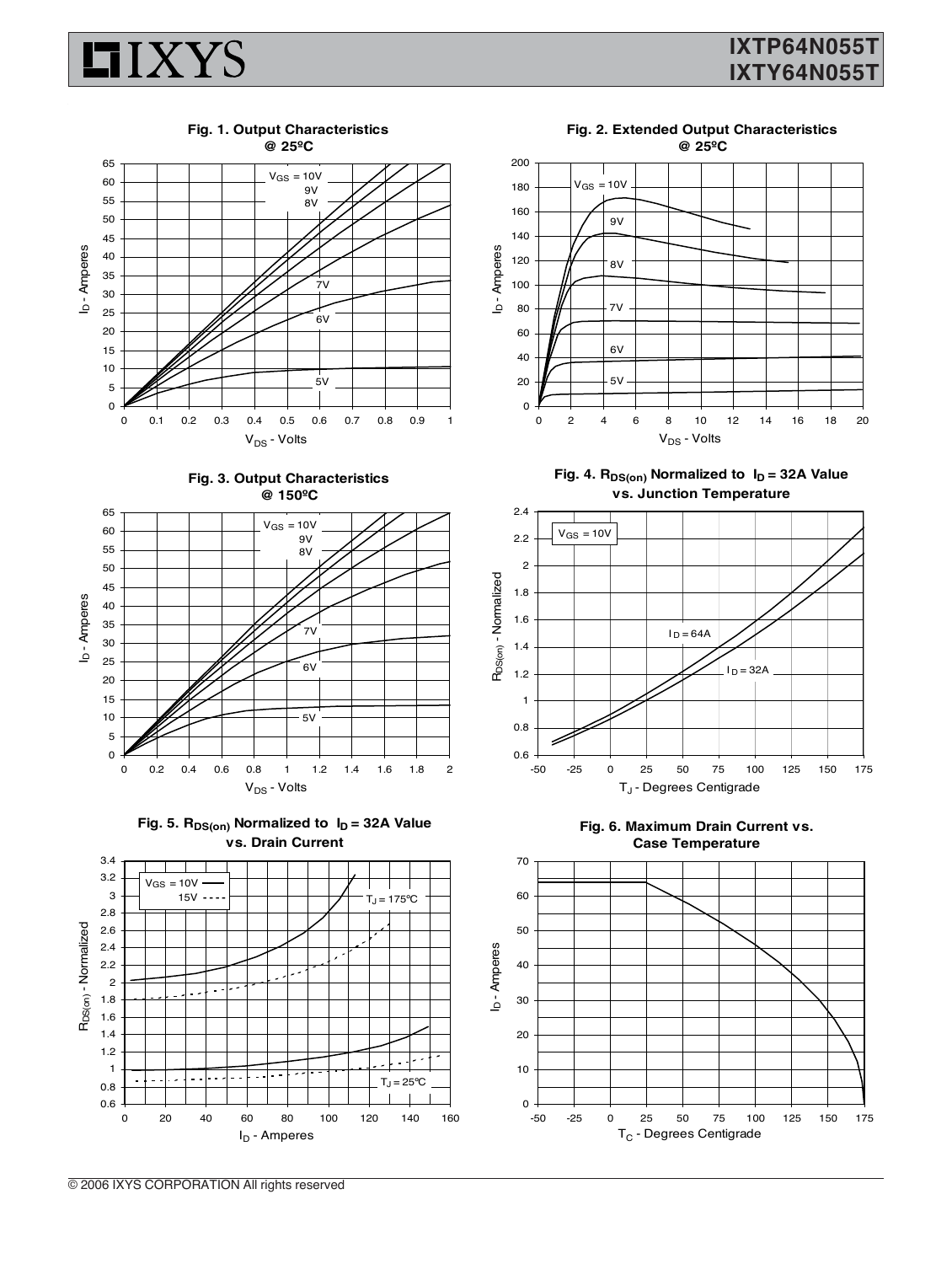**Fig. 1. Output Characteristics @ 25ºC**

**Fig. 2. Extended Output Characteristics @ 25ºC**

**Fig. 3. Output Characteristics @ 150ºC**

**Fig. 4. $R_{DS(on)}$ Normalized to $I_D$ = 32A Value vs. Junction Temperature**

**Fig. 5. $R_{DS(on)}$ Normalized to $I_D$ = 32A Value vs. Drain Current**

**Fig. 6. Maximum Drain Current vs. Case Temperature**

© 2006 IXYS CORPORATION All rights reserved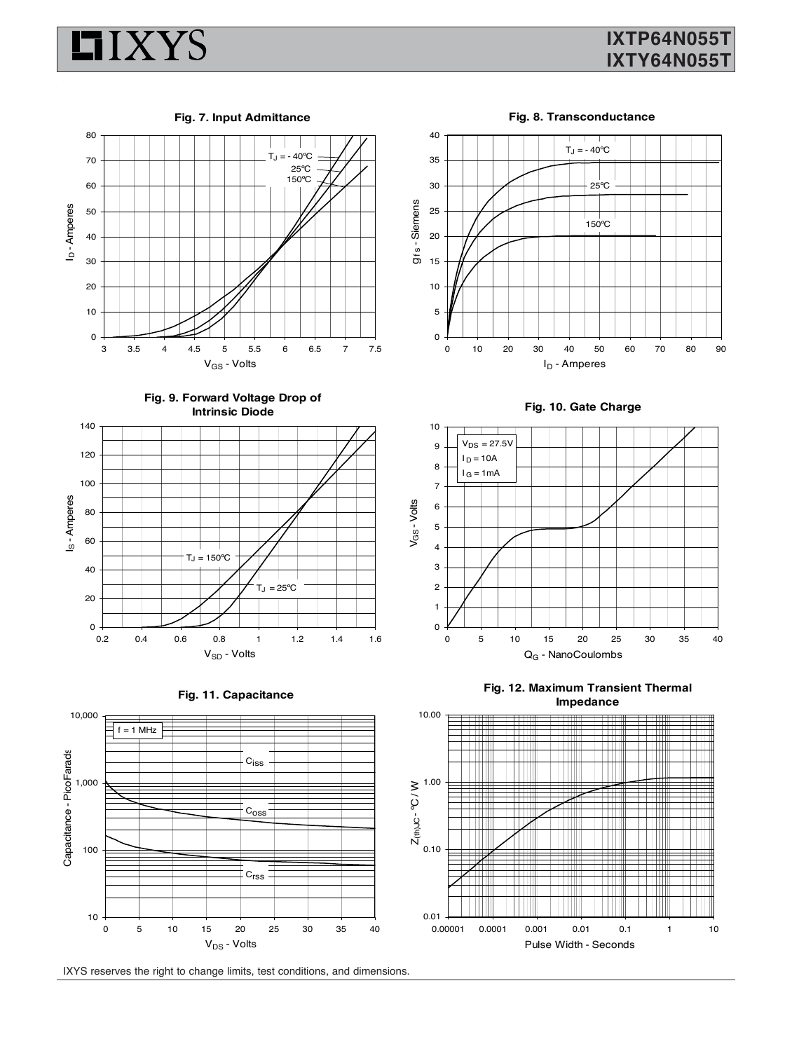**Fig. 7. Input Admittance**

**Fig. 8. Transconductance**

**Fig. 9. Forward Voltage Drop of Intrinsic Diode**

**Fig. 10. Gate Charge**

**Fig. 11. Capacitance**

**Fig. 12. Maximum Transient Thermal Impedance**

IXYS reserves the right to change limits, test conditions, and dimensions.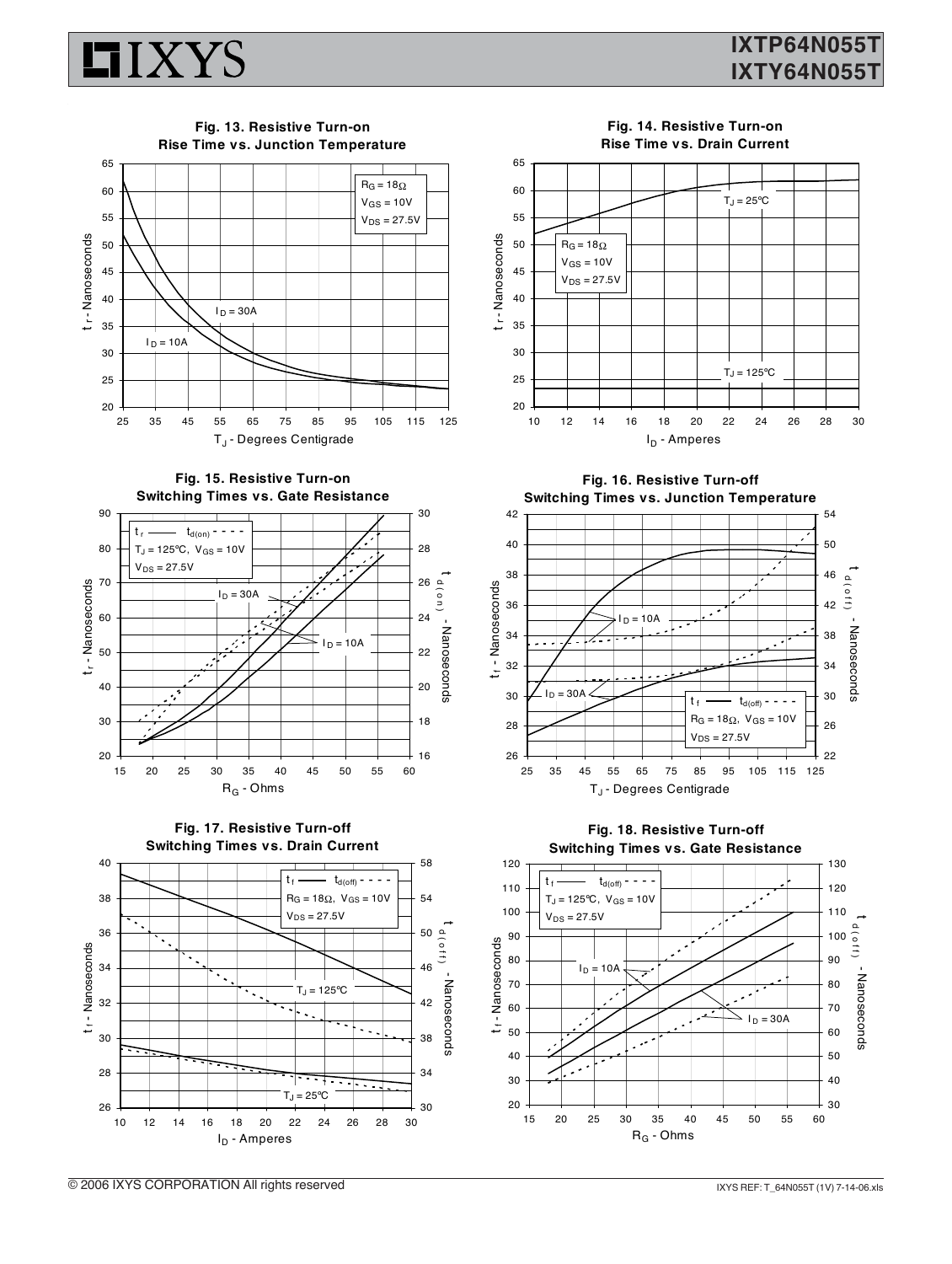**Fig. 13. Resistive Turn-on Rise Time vs. Junction Temperature**

$R_G = 18\Omega$
$V_{GS} = 10V$
$V_{DS} = 27.5V$

$I_D = 30A$
$I_D = 10A$

$t_r$ - Nanoseconds

$T_J$ - Degrees Centigrade

**Fig. 14. Resistive Turn-on Rise Time vs. Drain Current**

$R_G = 18\Omega$
$V_{GS} = 10V$
$V_{DS} = 27.5V$

$T_J = 25ºC$
$T_J = 125ºC$

$t_r$ - Nanoseconds

$I_D$ - Amperes

**Fig. 15. Resistive Turn-on Switching Times vs. Gate Resistance**

$t_r$ —— $t_{d(on)}$ - - - -
$T_J = 125ºC$, $V_{GS} = 10V$
$V_{DS} = 27.5V$

$I_D = 30A$
$I_D = 10A$

$t_r$ - Nanoseconds

$t_{d(on)}$ - Nanoseconds

$R_G$ - Ohms

**Fig. 16. Resistive Turn-off Switching Times vs. Junction Temperature**

$t_f$ —— $t_{d(off)}$ - - - -
$R_G = 18\Omega$, $V_{GS} = 10V$
$V_{DS} = 27.5V$

$I_D = 10A$
$I_D = 30A$

$t_f$ - Nanoseconds

$t_{d(off)}$ - Nanoseconds

$T_J$ - Degrees Centigrade

**Fig. 17. Resistive Turn-off Switching Times vs. Drain Current**

$t_f$ —— $t_{d(off)}$ - - - -
$R_G = 18\Omega$, $V_{GS} = 10V$
$V_{DS} = 27.5V$

$T_J = 125ºC$
$T_J = 25ºC$

$t_f$ - Nanoseconds

$t_{d(off)}$ - Nanoseconds

$I_D$ - Amperes

**Fig. 18. Resistive Turn-off Switching Times vs. Gate Resistance**

$t_f$ —— $t_{d(off)}$ - - - -
$T_J = 125ºC$, $V_{GS} = 10V$
$V_{DS} = 27.5V$

$I_D = 10A$
$I_D = 30A$

$t_f$ - Nanoseconds

$t_{d(off)}$ - Nanoseconds

$R_G$ - Ohms

© 2006 IXYS CORPORATION All rights reserved

IXYS REF: T_64N055T (1V) 7-14-06.xls